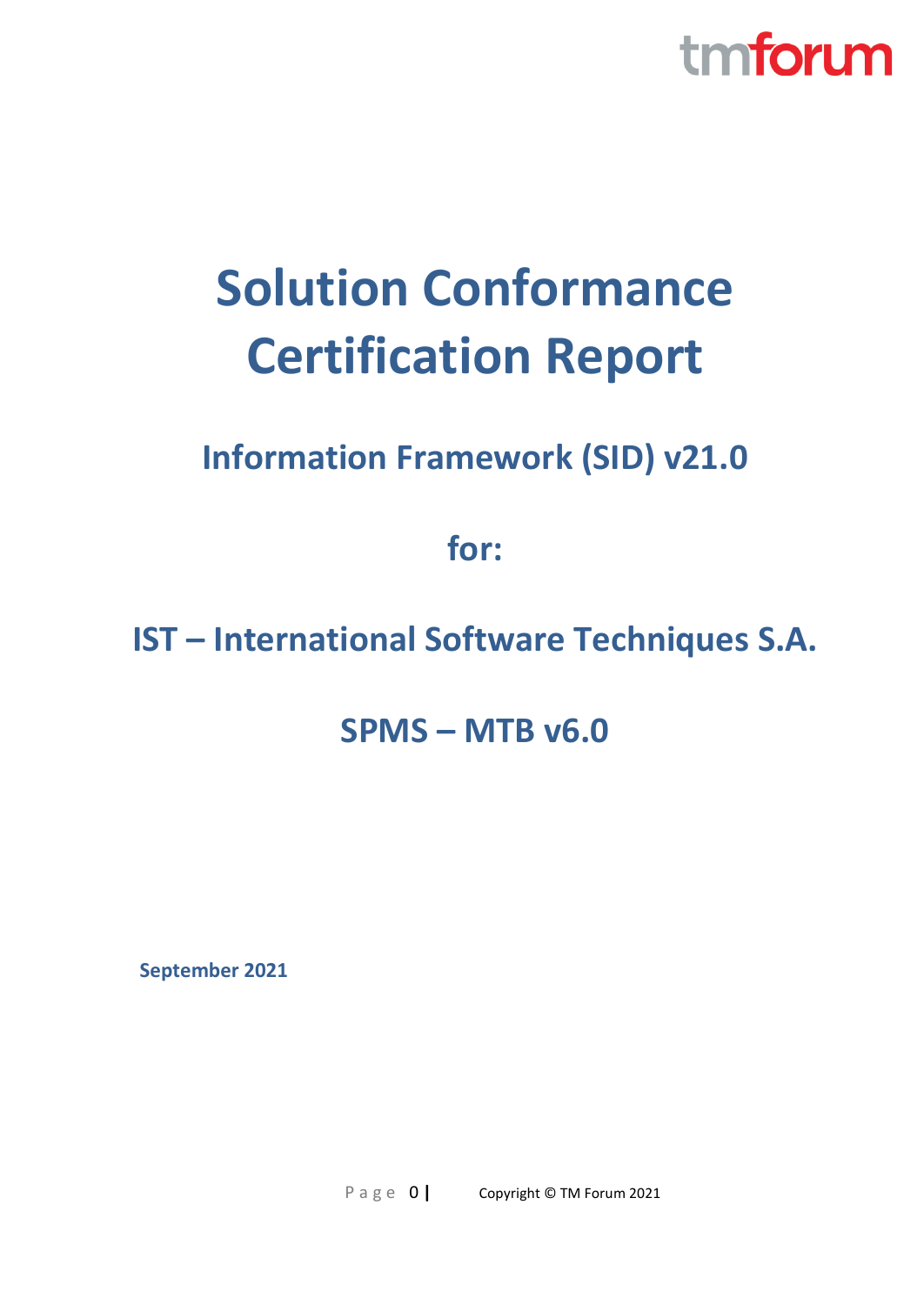# Solution Conformance Certification Report

## Information Framework (SID) v21.0

## for:

## IST – International Software Techniques S.A.

## SPMS – MTB v6.0

**September 2021**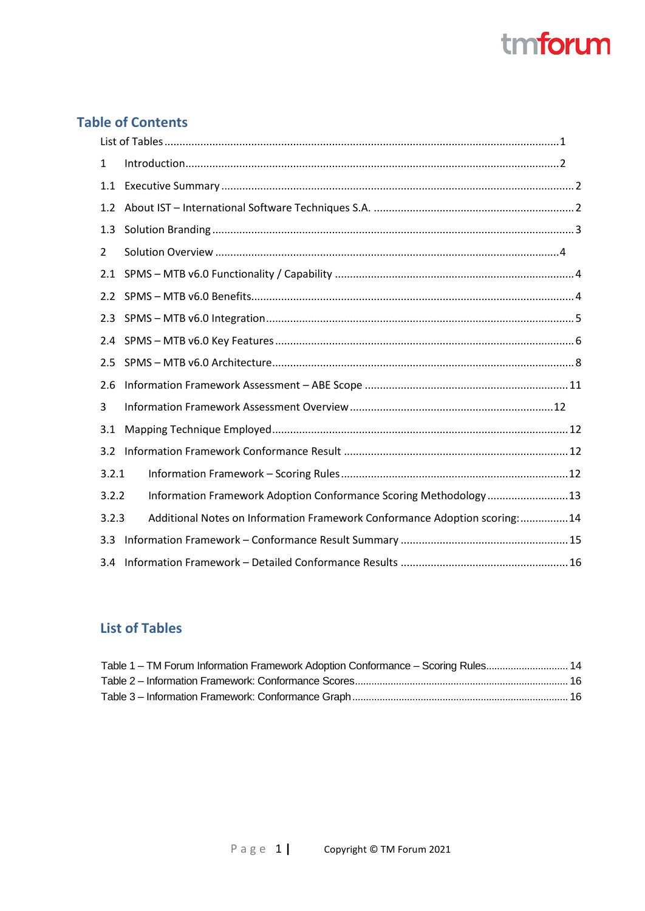## Table of Contents

List of Tables ........................................................................................................................ 1

1 Introduction ........................................................................................................................ 2

1.1 Executive Summary ........................................................................................................ 2

1.2 About IST – International Software Techniques S.A. ...................................................... 2

1.3 Solution Branding ........................................................................................................... 3

2 Solution Overview ................................................................................................................ 4

2.1 SPMS – MTB v6.0 Functionality / Capability .................................................................. 4

2.2 SPMS – MTB v6.0 Benefits .............................................................................................. 4

2.3 SPMS – MTB v6.0 Integration .......................................................................................... 5

2.4 SPMS – MTB v6.0 Key Features ....................................................................................... 6

2.5 SPMS – MTB v6.0 Architecture ........................................................................................ 8

2.6 Information Framework Assessment – ABE Scope ........................................................ 11

3 Information Framework Assessment Overview ................................................................... 12

3.1 Mapping Technique Employed ...................................................................................... 12

3.2 Information Framework Conformance Result ............................................................... 12

3.2.1 Information Framework – Scoring Rules .................................................................... 12

3.2.2 Information Framework Adoption Conformance Scoring Methodology .................... 13

3.2.3 Additional Notes on Information Framework Conformance Adoption scoring: ........ 14

3.3 Information Framework – Conformance Result Summary ............................................. 15

3.4 Information Framework – Detailed Conformance Results ............................................ 16

## List of Tables

Table 1 – TM Forum Information Framework Adoption Conformance – Scoring Rules ............................. 14

Table 2 – Information Framework: Conformance Scores ............................................................................ 16

Table 3 – Information Framework: Conformance Graph ............................................................................ 16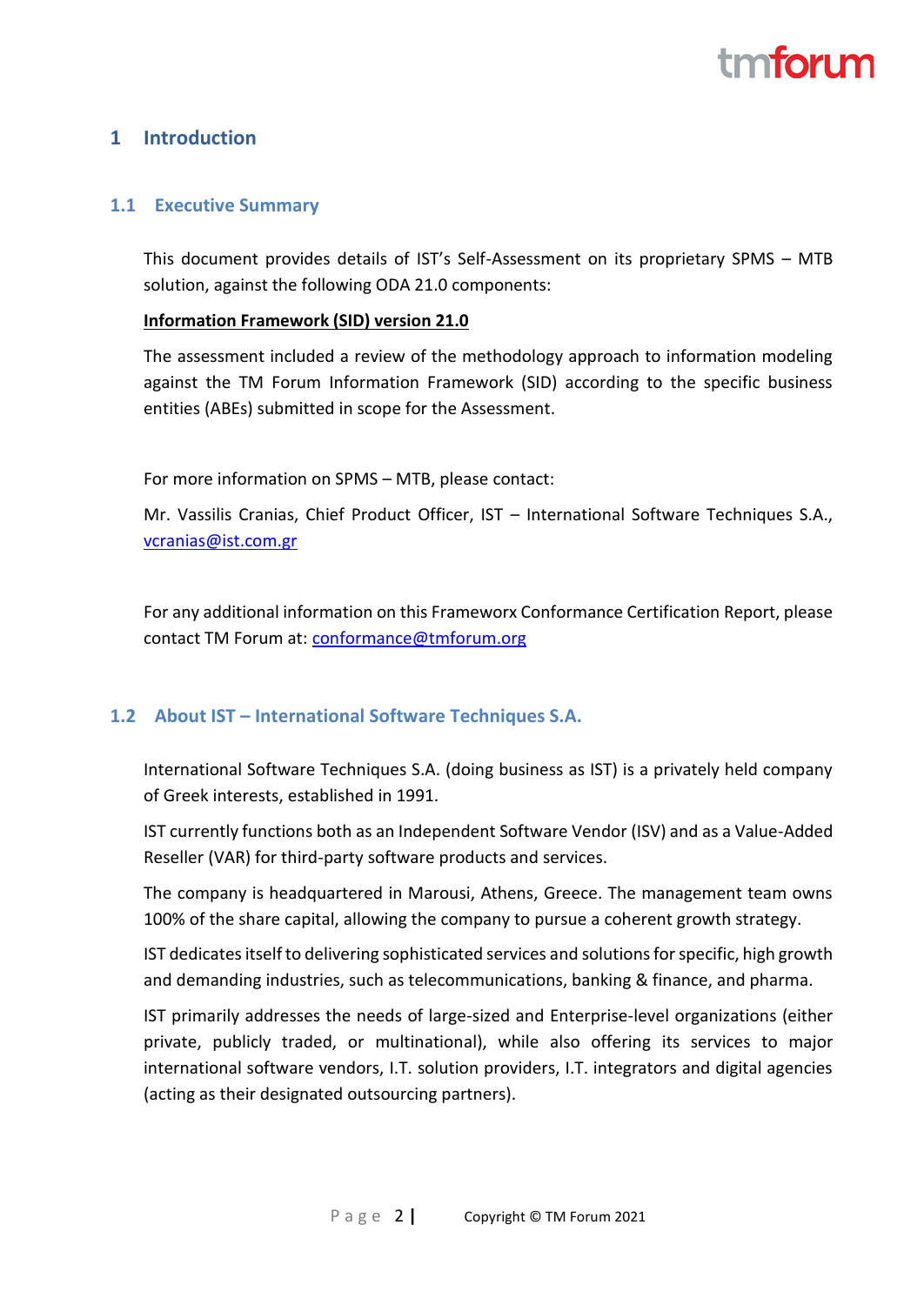# 1 Introduction

## 1.1 Executive Summary

This document provides details of IST's Self-Assessment on its proprietary SPMS – MTB solution, against the following ODA 21.0 components:

**Information Framework (SID) version 21.0**

The assessment included a review of the methodology approach to information modeling against the TM Forum Information Framework (SID) according to the specific business entities (ABEs) submitted in scope for the Assessment.

For more information on SPMS – MTB, please contact:

Mr. Vassilis Cranias, Chief Product Officer, IST – International Software Techniques S.A., vcranias@ist.com.gr

For any additional information on this Frameworx Conformance Certification Report, please contact TM Forum at: conformance@tmforum.org

## 1.2 About IST – International Software Techniques S.A.

International Software Techniques S.A. (doing business as IST) is a privately held company of Greek interests, established in 1991.

IST currently functions both as an Independent Software Vendor (ISV) and as a Value-Added Reseller (VAR) for third-party software products and services.

The company is headquartered in Marousi, Athens, Greece. The management team owns 100% of the share capital, allowing the company to pursue a coherent growth strategy.

IST dedicates itself to delivering sophisticated services and solutions for specific, high growth and demanding industries, such as telecommunications, banking & finance, and pharma.

IST primarily addresses the needs of large-sized and Enterprise-level organizations (either private, publicly traded, or multinational), while also offering its services to major international software vendors, I.T. solution providers, I.T. integrators and digital agencies (acting as their designated outsourcing partners).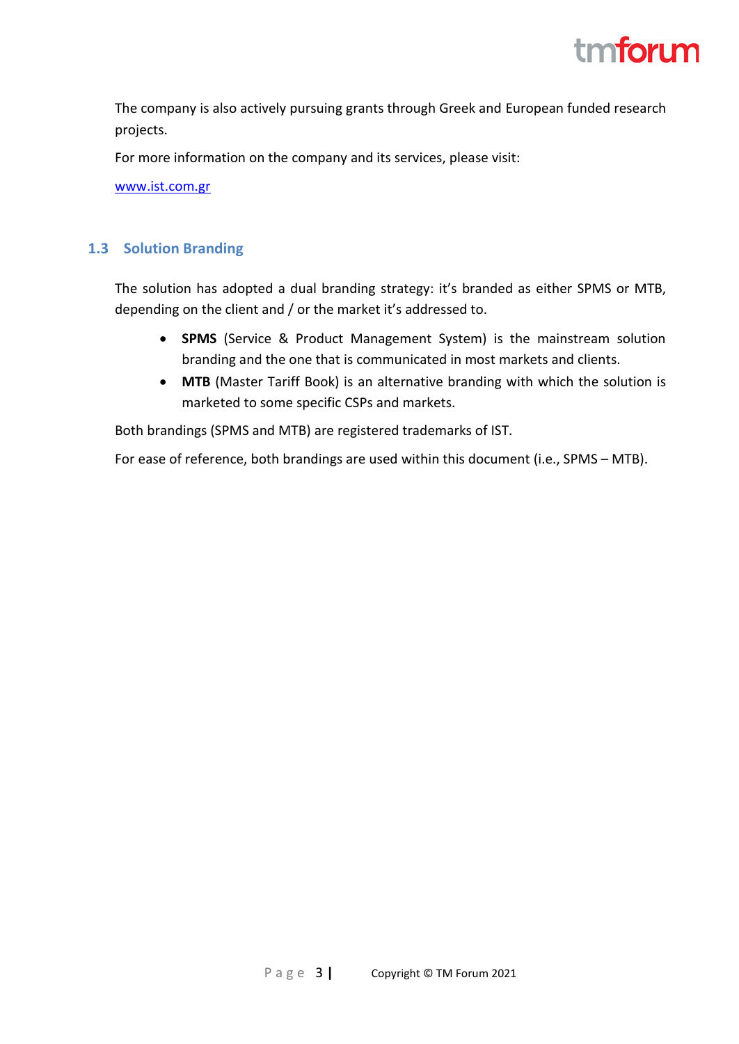The company is also actively pursuing grants through Greek and European funded research projects.

For more information on the company and its services, please visit:

[www.ist.com.gr](http://www.ist.com.gr)

## 1.3 Solution Branding

The solution has adopted a dual branding strategy: it's branded as either SPMS or MTB, depending on the client and / or the market it's addressed to.

- **SPMS** (Service & Product Management System) is the mainstream solution branding and the one that is communicated in most markets and clients.
- **MTB** (Master Tariff Book) is an alternative branding with which the solution is marketed to some specific CSPs and markets.

Both brandings (SPMS and MTB) are registered trademarks of IST.

For ease of reference, both brandings are used within this document (i.e., SPMS – MTB).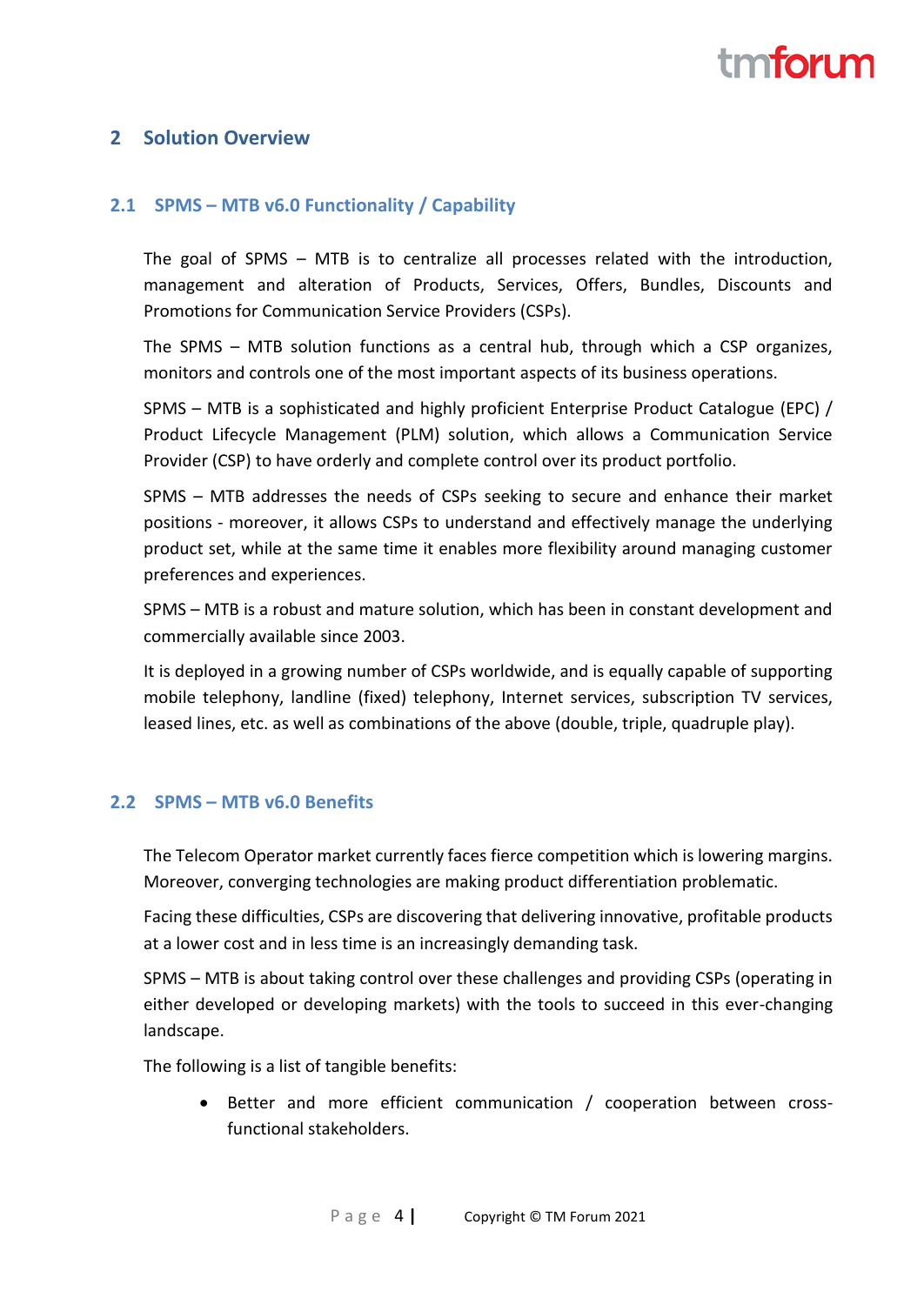# 2 Solution Overview

## 2.1 SPMS – MTB v6.0 Functionality / Capability

The goal of SPMS – MTB is to centralize all processes related with the introduction, management and alteration of Products, Services, Offers, Bundles, Discounts and Promotions for Communication Service Providers (CSPs).

The SPMS – MTB solution functions as a central hub, through which a CSP organizes, monitors and controls one of the most important aspects of its business operations.

SPMS – MTB is a sophisticated and highly proficient Enterprise Product Catalogue (EPC) / Product Lifecycle Management (PLM) solution, which allows a Communication Service Provider (CSP) to have orderly and complete control over its product portfolio.

SPMS – MTB addresses the needs of CSPs seeking to secure and enhance their market positions - moreover, it allows CSPs to understand and effectively manage the underlying product set, while at the same time it enables more flexibility around managing customer preferences and experiences.

SPMS – MTB is a robust and mature solution, which has been in constant development and commercially available since 2003.

It is deployed in a growing number of CSPs worldwide, and is equally capable of supporting mobile telephony, landline (fixed) telephony, Internet services, subscription TV services, leased lines, etc. as well as combinations of the above (double, triple, quadruple play).

## 2.2 SPMS – MTB v6.0 Benefits

The Telecom Operator market currently faces fierce competition which is lowering margins. Moreover, converging technologies are making product differentiation problematic.

Facing these difficulties, CSPs are discovering that delivering innovative, profitable products at a lower cost and in less time is an increasingly demanding task.

SPMS – MTB is about taking control over these challenges and providing CSPs (operating in either developed or developing markets) with the tools to succeed in this ever-changing landscape.

The following is a list of tangible benefits:

- Better and more efficient communication / cooperation between cross-functional stakeholders.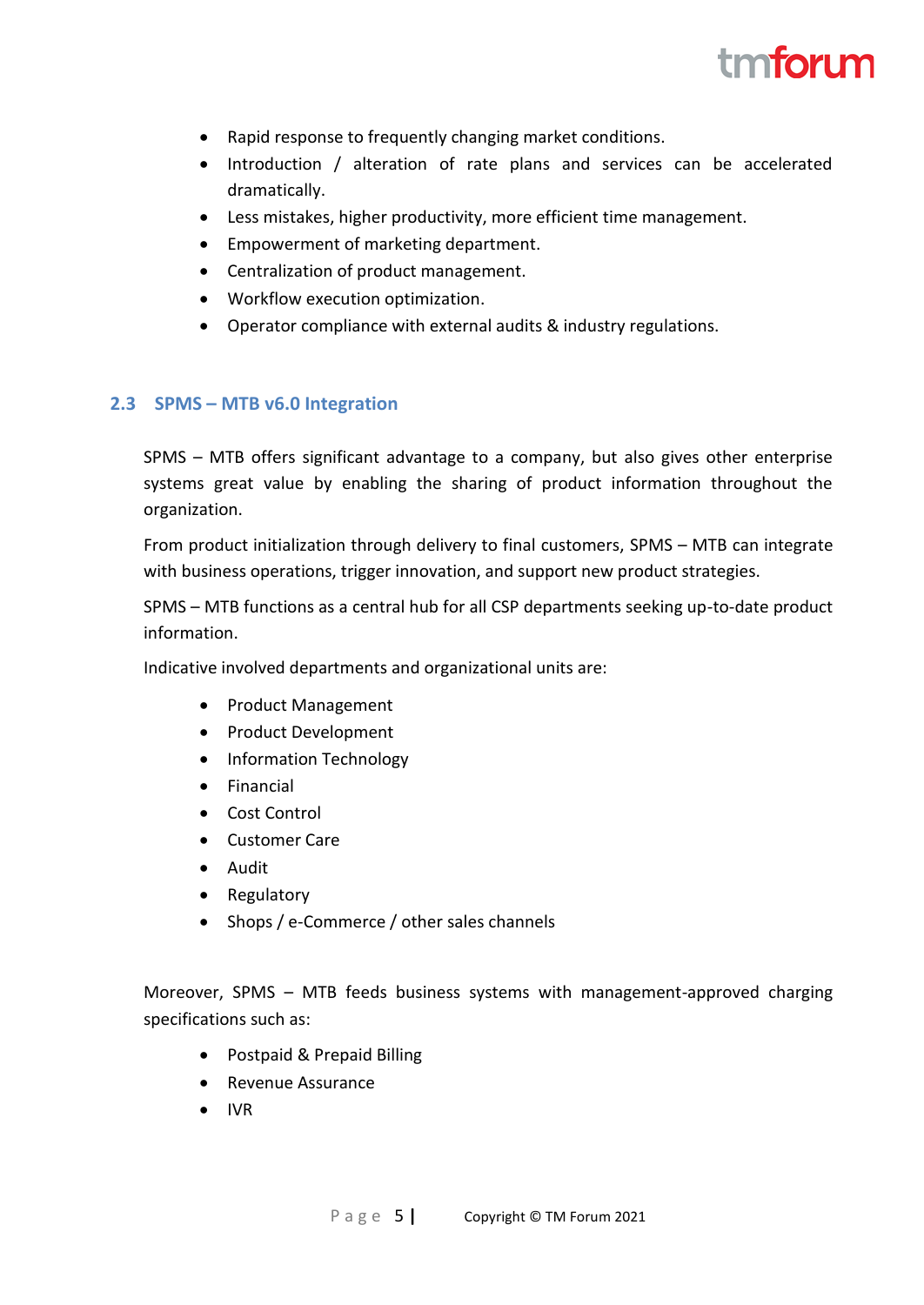- Rapid response to frequently changing market conditions.
- Introduction / alteration of rate plans and services can be accelerated dramatically.
- Less mistakes, higher productivity, more efficient time management.
- Empowerment of marketing department.
- Centralization of product management.
- Workflow execution optimization.
- Operator compliance with external audits & industry regulations.

## 2.3 SPMS – MTB v6.0 Integration

SPMS – MTB offers significant advantage to a company, but also gives other enterprise systems great value by enabling the sharing of product information throughout the organization.

From product initialization through delivery to final customers, SPMS – MTB can integrate with business operations, trigger innovation, and support new product strategies.

SPMS – MTB functions as a central hub for all CSP departments seeking up-to-date product information.

Indicative involved departments and organizational units are:

- Product Management
- Product Development
- Information Technology
- Financial
- Cost Control
- Customer Care
- Audit
- Regulatory
- Shops / e-Commerce / other sales channels

Moreover, SPMS – MTB feeds business systems with management-approved charging specifications such as:

- Postpaid & Prepaid Billing
- Revenue Assurance
- IVR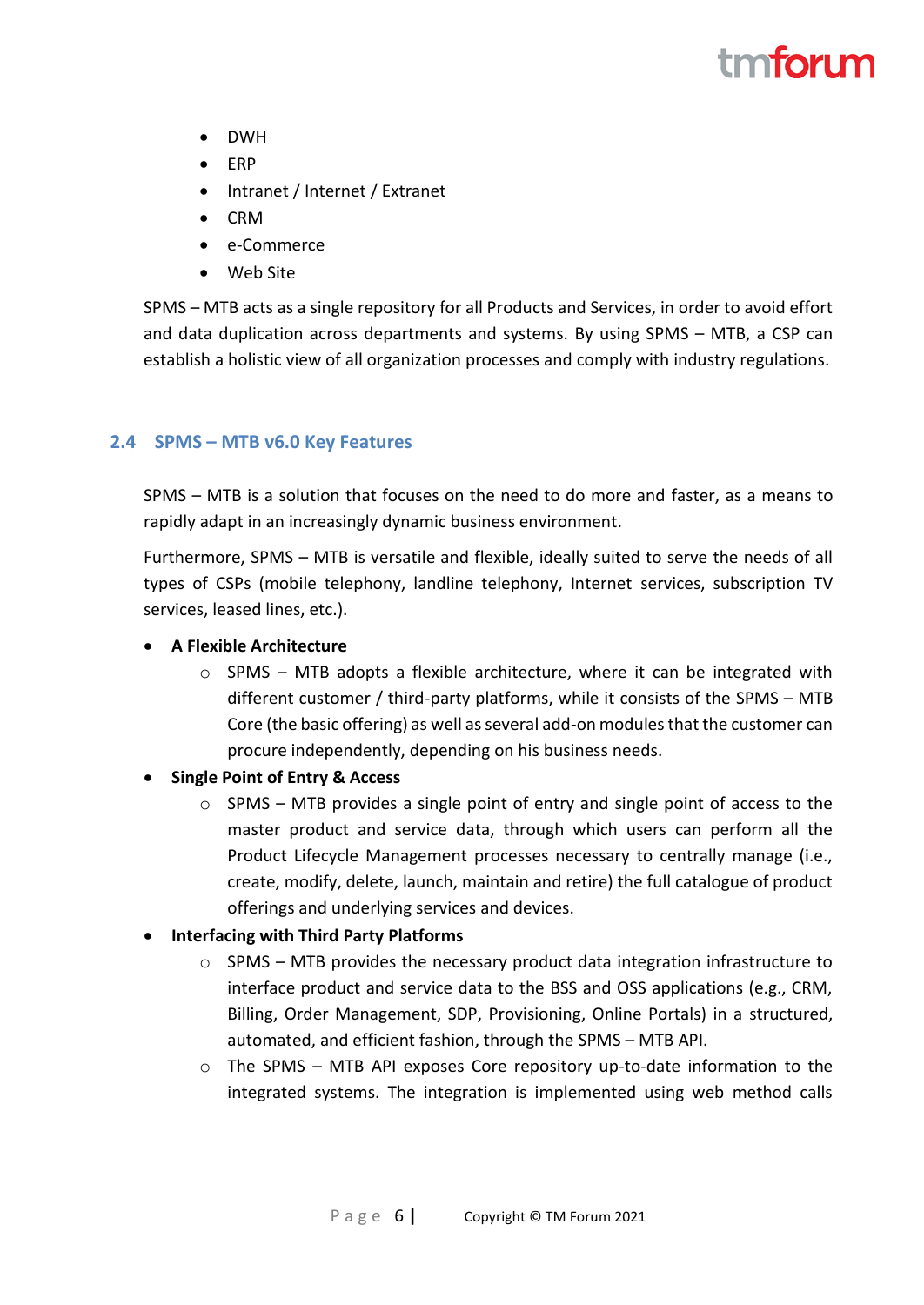- DWH
- ERP
- Intranet / Internet / Extranet
- CRM
- e-Commerce
- Web Site

SPMS – MTB acts as a single repository for all Products and Services, in order to avoid effort and data duplication across departments and systems. By using SPMS – MTB, a CSP can establish a holistic view of all organization processes and comply with industry regulations.

## 2.4 SPMS – MTB v6.0 Key Features

SPMS – MTB is a solution that focuses on the need to do more and faster, as a means to rapidly adapt in an increasingly dynamic business environment.

Furthermore, SPMS – MTB is versatile and flexible, ideally suited to serve the needs of all types of CSPs (mobile telephony, landline telephony, Internet services, subscription TV services, leased lines, etc.).

- **A Flexible Architecture**
  - SPMS – MTB adopts a flexible architecture, where it can be integrated with different customer / third-party platforms, while it consists of the SPMS – MTB Core (the basic offering) as well as several add-on modules that the customer can procure independently, depending on his business needs.
- **Single Point of Entry & Access**
  - SPMS – MTB provides a single point of entry and single point of access to the master product and service data, through which users can perform all the Product Lifecycle Management processes necessary to centrally manage (i.e., create, modify, delete, launch, maintain and retire) the full catalogue of product offerings and underlying services and devices.
- **Interfacing with Third Party Platforms**
  - SPMS – MTB provides the necessary product data integration infrastructure to interface product and service data to the BSS and OSS applications (e.g., CRM, Billing, Order Management, SDP, Provisioning, Online Portals) in a structured, automated, and efficient fashion, through the SPMS – MTB API.
  - The SPMS – MTB API exposes Core repository up-to-date information to the integrated systems. The integration is implemented using web method calls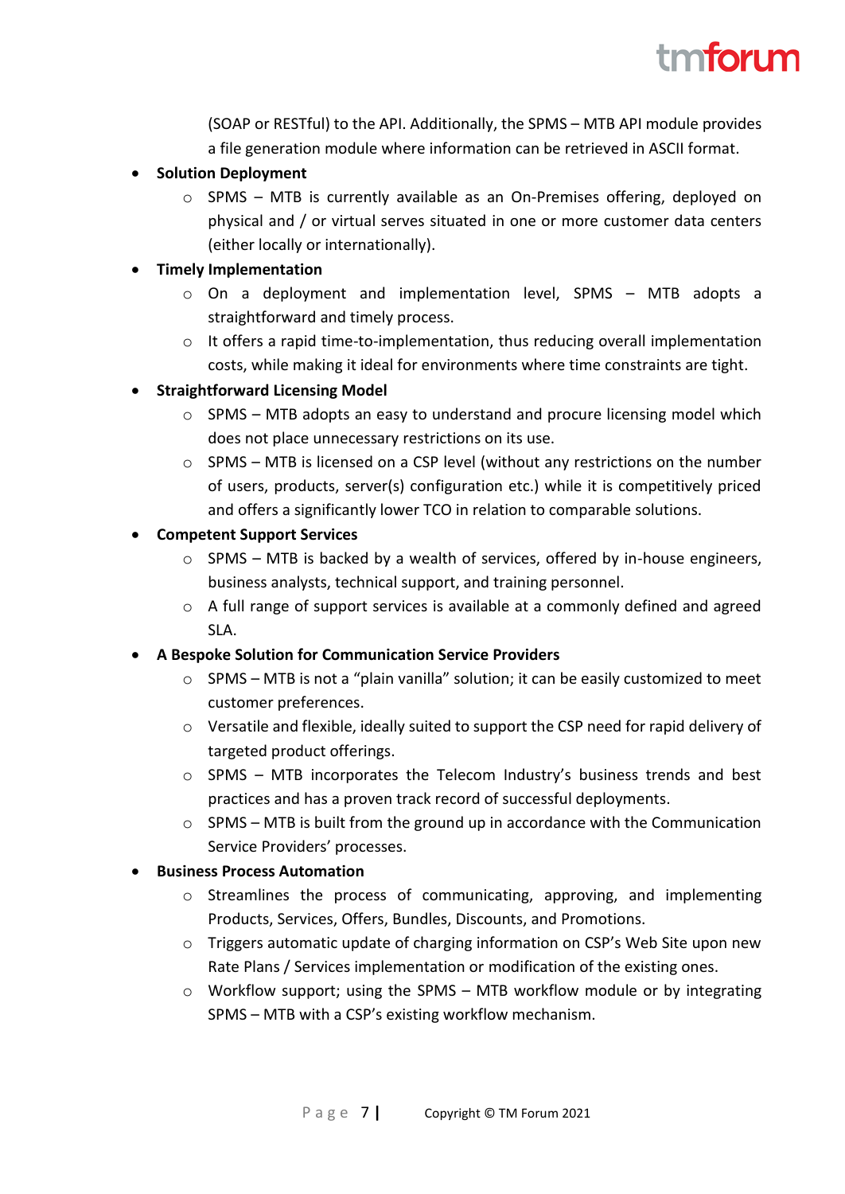(SOAP or RESTful) to the API. Additionally, the SPMS – MTB API module provides a file generation module where information can be retrieved in ASCII format.

- **Solution Deployment**
  - SPMS – MTB is currently available as an On-Premises offering, deployed on physical and / or virtual serves situated in one or more customer data centers (either locally or internationally).
- **Timely Implementation**
  - On a deployment and implementation level, SPMS – MTB adopts a straightforward and timely process.
  - It offers a rapid time-to-implementation, thus reducing overall implementation costs, while making it ideal for environments where time constraints are tight.
- **Straightforward Licensing Model**
  - SPMS – MTB adopts an easy to understand and procure licensing model which does not place unnecessary restrictions on its use.
  - SPMS – MTB is licensed on a CSP level (without any restrictions on the number of users, products, server(s) configuration etc.) while it is competitively priced and offers a significantly lower TCO in relation to comparable solutions.
- **Competent Support Services**
  - SPMS – MTB is backed by a wealth of services, offered by in-house engineers, business analysts, technical support, and training personnel.
  - A full range of support services is available at a commonly defined and agreed SLA.
- **A Bespoke Solution for Communication Service Providers**
  - SPMS – MTB is not a “plain vanilla” solution; it can be easily customized to meet customer preferences.
  - Versatile and flexible, ideally suited to support the CSP need for rapid delivery of targeted product offerings.
  - SPMS – MTB incorporates the Telecom Industry’s business trends and best practices and has a proven track record of successful deployments.
  - SPMS – MTB is built from the ground up in accordance with the Communication Service Providers’ processes.
- **Business Process Automation**
  - Streamlines the process of communicating, approving, and implementing Products, Services, Offers, Bundles, Discounts, and Promotions.
  - Triggers automatic update of charging information on CSP’s Web Site upon new Rate Plans / Services implementation or modification of the existing ones.
  - Workflow support; using the SPMS – MTB workflow module or by integrating SPMS – MTB with a CSP’s existing workflow mechanism.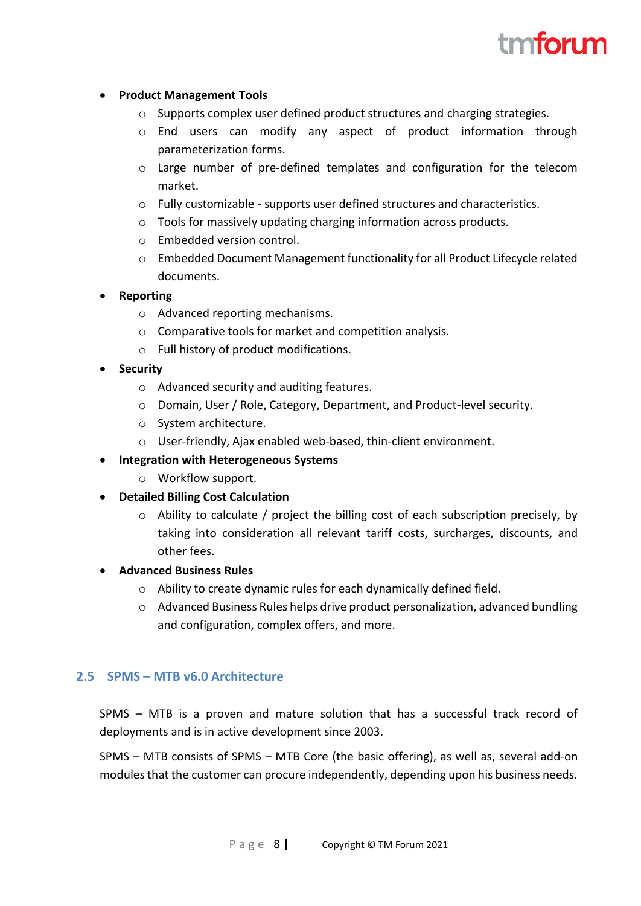- **Product Management Tools**
    - Supports complex user defined product structures and charging strategies.
    - End users can modify any aspect of product information through parameterization forms.
    - Large number of pre-defined templates and configuration for the telecom market.
    - Fully customizable - supports user defined structures and characteristics.
    - Tools for massively updating charging information across products.
    - Embedded version control.
    - Embedded Document Management functionality for all Product Lifecycle related documents.
- **Reporting**
    - Advanced reporting mechanisms.
    - Comparative tools for market and competition analysis.
    - Full history of product modifications.
- **Security**
    - Advanced security and auditing features.
    - Domain, User / Role, Category, Department, and Product-level security.
    - System architecture.
    - User-friendly, Ajax enabled web-based, thin-client environment.
- **Integration with Heterogeneous Systems**
    - Workflow support.
- **Detailed Billing Cost Calculation**
    - Ability to calculate / project the billing cost of each subscription precisely, by taking into consideration all relevant tariff costs, surcharges, discounts, and other fees.
- **Advanced Business Rules**
    - Ability to create dynamic rules for each dynamically defined field.
    - Advanced Business Rules helps drive product personalization, advanced bundling and configuration, complex offers, and more.

## 2.5 SPMS – MTB v6.0 Architecture

SPMS – MTB is a proven and mature solution that has a successful track record of deployments and is in active development since 2003.

SPMS – MTB consists of SPMS – MTB Core (the basic offering), as well as, several add-on modules that the customer can procure independently, depending upon his business needs.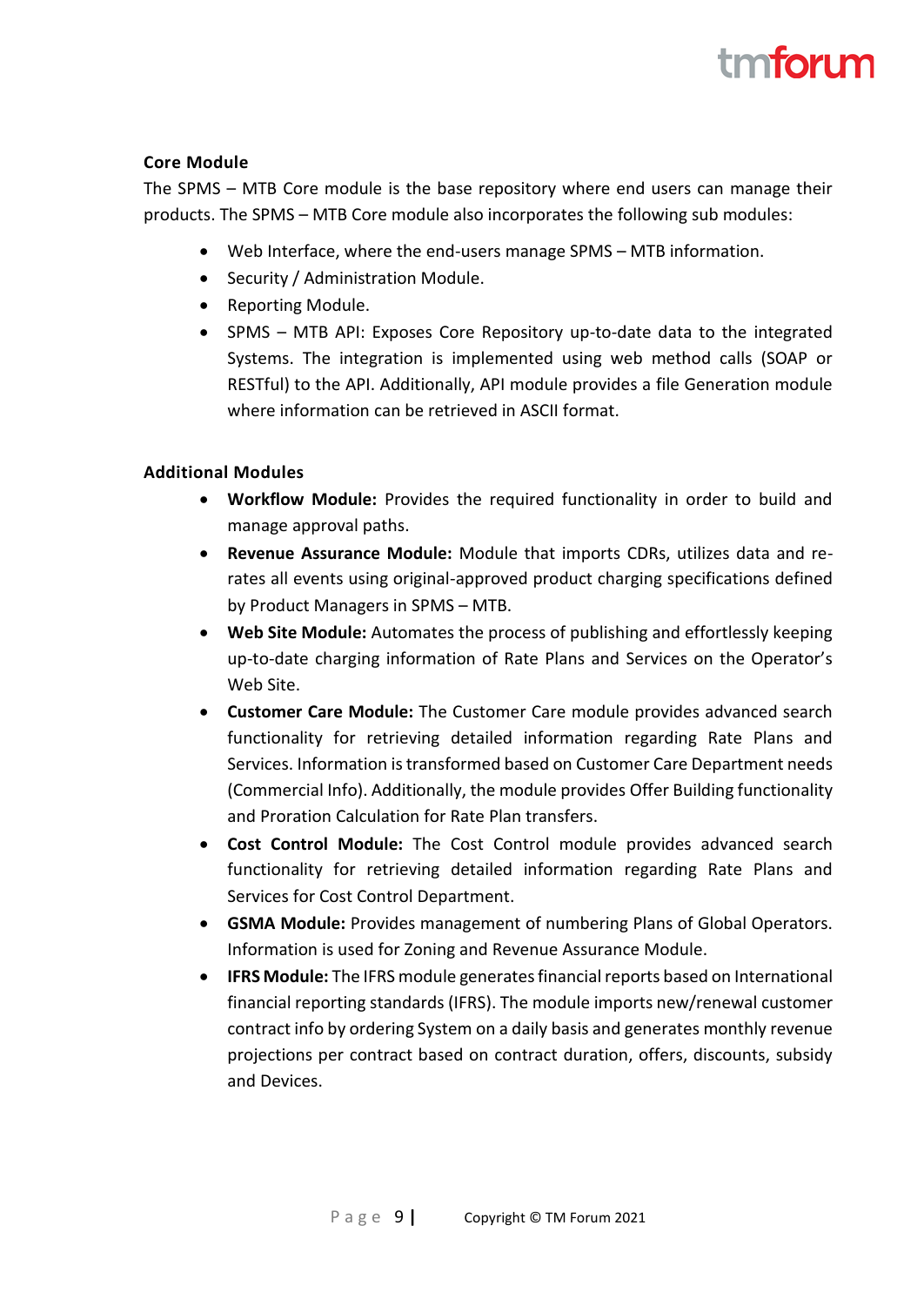**Core Module**

The SPMS – MTB Core module is the base repository where end users can manage their products. The SPMS – MTB Core module also incorporates the following sub modules:

- Web Interface, where the end-users manage SPMS – MTB information.
- Security / Administration Module.
- Reporting Module.
- SPMS – MTB API: Exposes Core Repository up-to-date data to the integrated Systems. The integration is implemented using web method calls (SOAP or RESTful) to the API. Additionally, API module provides a file Generation module where information can be retrieved in ASCII format.

**Additional Modules**

- **Workflow Module:** Provides the required functionality in order to build and manage approval paths.
- **Revenue Assurance Module:** Module that imports CDRs, utilizes data and re-rates all events using original-approved product charging specifications defined by Product Managers in SPMS – MTB.
- **Web Site Module:** Automates the process of publishing and effortlessly keeping up-to-date charging information of Rate Plans and Services on the Operator's Web Site.
- **Customer Care Module:** The Customer Care module provides advanced search functionality for retrieving detailed information regarding Rate Plans and Services. Information is transformed based on Customer Care Department needs (Commercial Info). Additionally, the module provides Offer Building functionality and Proration Calculation for Rate Plan transfers.
- **Cost Control Module:** The Cost Control module provides advanced search functionality for retrieving detailed information regarding Rate Plans and Services for Cost Control Department.
- **GSMA Module:** Provides management of numbering Plans of Global Operators. Information is used for Zoning and Revenue Assurance Module.
- **IFRS Module:** The IFRS module generates financial reports based on International financial reporting standards (IFRS). The module imports new/renewal customer contract info by ordering System on a daily basis and generates monthly revenue projections per contract based on contract duration, offers, discounts, subsidy and Devices.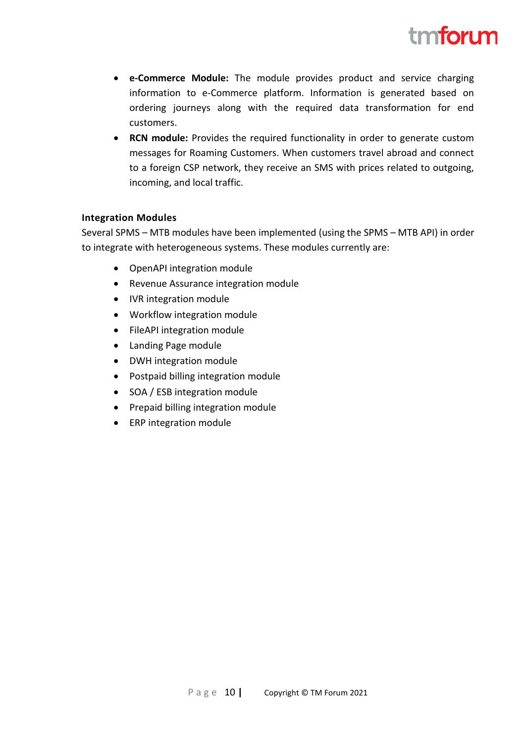- **e-Commerce Module:** The module provides product and service charging information to e-Commerce platform. Information is generated based on ordering journeys along with the required data transformation for end customers.
- **RCN module:** Provides the required functionality in order to generate custom messages for Roaming Customers. When customers travel abroad and connect to a foreign CSP network, they receive an SMS with prices related to outgoing, incoming, and local traffic.

**Integration Modules**

Several SPMS – MTB modules have been implemented (using the SPMS – MTB API) in order to integrate with heterogeneous systems. These modules currently are:

- OpenAPI integration module
- Revenue Assurance integration module
- IVR integration module
- Workflow integration module
- FileAPI integration module
- Landing Page module
- DWH integration module
- Postpaid billing integration module
- SOA / ESB integration module
- Prepaid billing integration module
- ERP integration module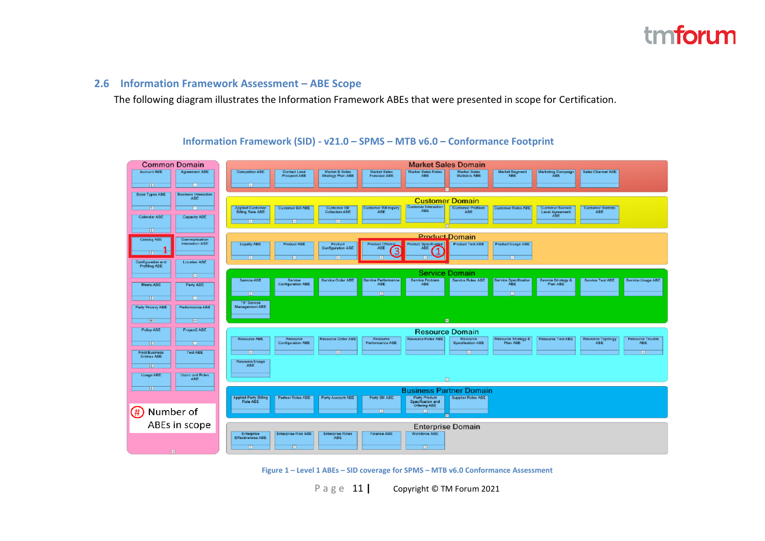## 2.6 Information Framework Assessment – ABE Scope

The following diagram illustrates the Information Framework ABEs that were presented in scope for Certification.

**Information Framework (SID) - v21.0 – SPMS – MTB v6.0 – Conformance Footprint**

Figure 1 – Level 1 ABEs – SID coverage for SPMS – MTB v6.0 Conformance Assessment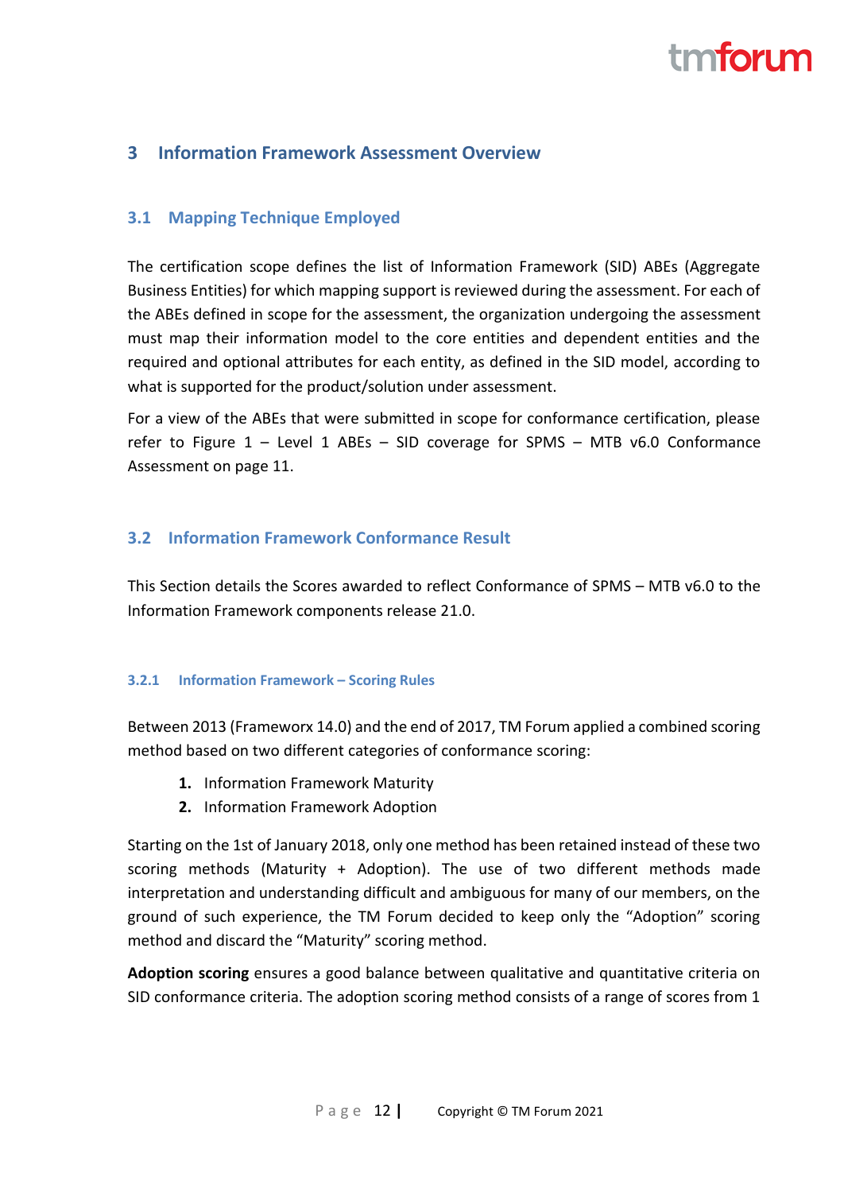# 3 Information Framework Assessment Overview

## 3.1 Mapping Technique Employed

The certification scope defines the list of Information Framework (SID) ABEs (Aggregate Business Entities) for which mapping support is reviewed during the assessment. For each of the ABEs defined in scope for the assessment, the organization undergoing the assessment must map their information model to the core entities and dependent entities and the required and optional attributes for each entity, as defined in the SID model, according to what is supported for the product/solution under assessment.

For a view of the ABEs that were submitted in scope for conformance certification, please refer to Figure 1 – Level 1 ABEs – SID coverage for SPMS – MTB v6.0 Conformance Assessment on page 11.

## 3.2 Information Framework Conformance Result

This Section details the Scores awarded to reflect Conformance of SPMS – MTB v6.0 to the Information Framework components release 21.0.

### 3.2.1 Information Framework – Scoring Rules

Between 2013 (Frameworx 14.0) and the end of 2017, TM Forum applied a combined scoring method based on two different categories of conformance scoring:

1. Information Framework Maturity
2. Information Framework Adoption

Starting on the 1st of January 2018, only one method has been retained instead of these two scoring methods (Maturity + Adoption). The use of two different methods made interpretation and understanding difficult and ambiguous for many of our members, on the ground of such experience, the TM Forum decided to keep only the "Adoption" scoring method and discard the "Maturity" scoring method.

**Adoption scoring** ensures a good balance between qualitative and quantitative criteria on SID conformance criteria. The adoption scoring method consists of a range of scores from 1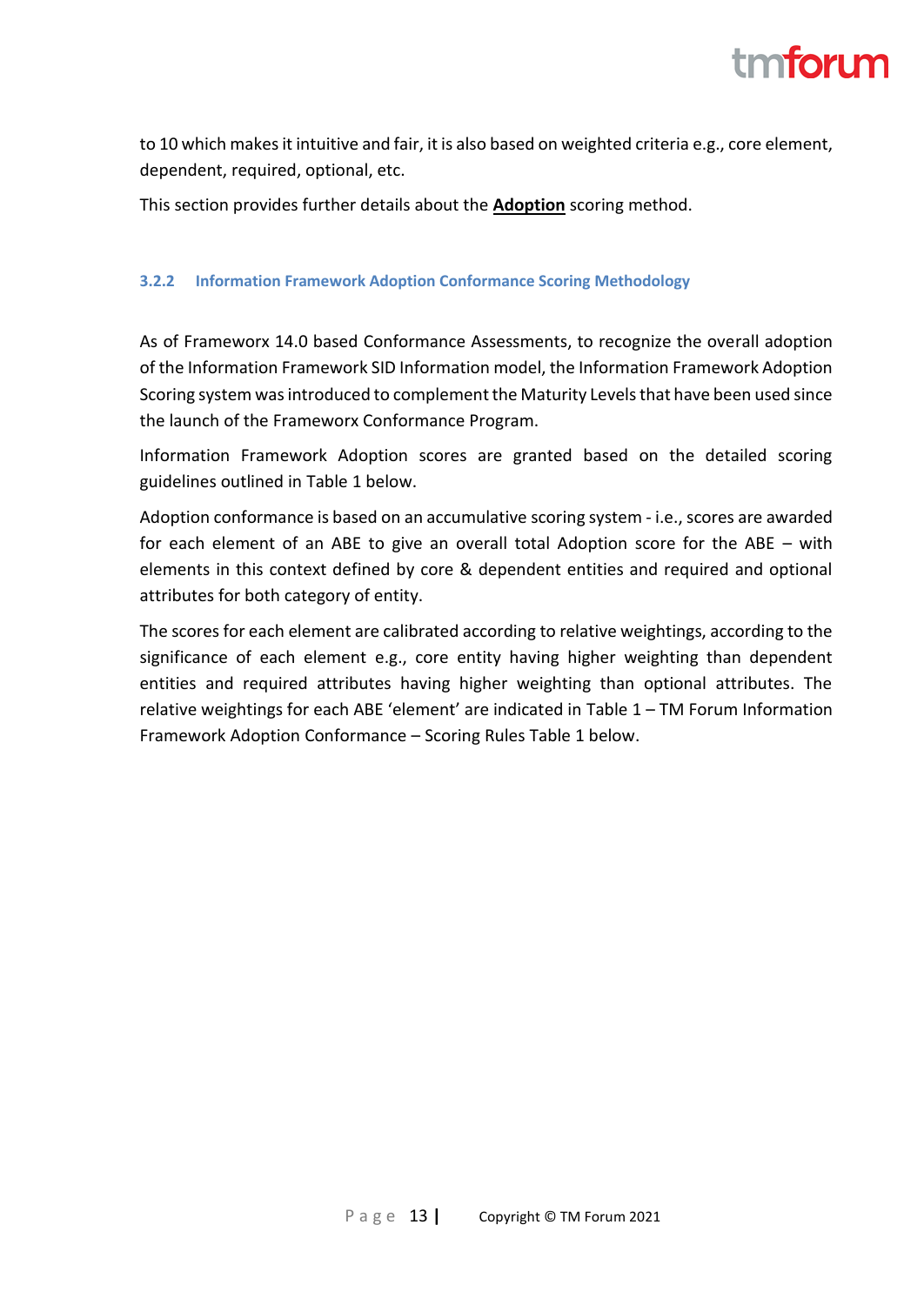to 10 which makes it intuitive and fair, it is also based on weighted criteria e.g., core element, dependent, required, optional, etc.

This section provides further details about the **Adoption** scoring method.

### 3.2.2 Information Framework Adoption Conformance Scoring Methodology

As of Frameworx 14.0 based Conformance Assessments, to recognize the overall adoption of the Information Framework SID Information model, the Information Framework Adoption Scoring system was introduced to complement the Maturity Levels that have been used since the launch of the Frameworx Conformance Program.

Information Framework Adoption scores are granted based on the detailed scoring guidelines outlined in Table 1 below.

Adoption conformance is based on an accumulative scoring system - i.e., scores are awarded for each element of an ABE to give an overall total Adoption score for the ABE – with elements in this context defined by core & dependent entities and required and optional attributes for both category of entity.

The scores for each element are calibrated according to relative weightings, according to the significance of each element e.g., core entity having higher weighting than dependent entities and required attributes having higher weighting than optional attributes. The relative weightings for each ABE 'element' are indicated in Table 1 – TM Forum Information Framework Adoption Conformance – Scoring Rules Table 1 below.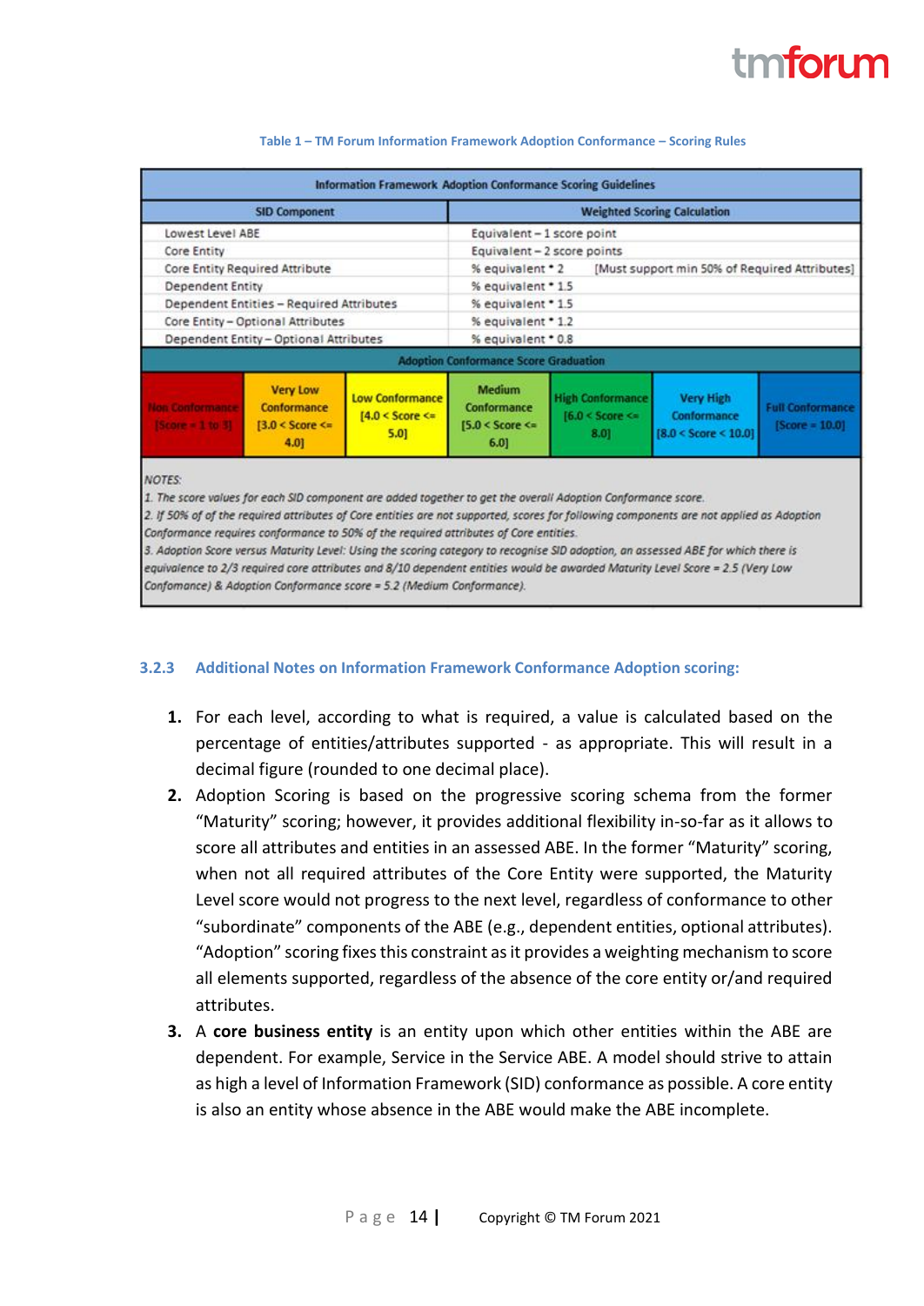Table 1 – TM Forum Information Framework Adoption Conformance – Scoring Rules

| Information Framework Adoption Conformance Scoring Guidelines | | | | | | |
|---|---|---|---|---|---|---|
| **SID Component** | | | **Weighted Scoring Calculation** | | | |
| Lowest Level ABE | | | Equivalent – 1 score point | | | |
| Core Entity | | | Equivalent – 2 score points | | | |
| Core Entity Required Attribute | | | % equivalent * 2 [Must support min 50% of Required Attributes] | | | |
| Dependent Entity | | | % equivalent * 1.5 | | | |
| Dependent Entities – Required Attributes | | | % equivalent * 1.5 | | | |
| Core Entity – Optional Attributes | | | % equivalent * 1.2 | | | |
| Dependent Entity – Optional Attributes | | | % equivalent * 0.8 | | | |
| **Adoption Conformance Score Graduation** | | | | | | |
| Non Conformance [Score = 1 to 3] | Very Low Conformance [3.0 < Score <= 4.0] | Low Conformance [4.0 < Score <= 5.0] | Medium Conformance [5.0 < Score <= 6.0] | High Conformance [6.0 < Score <= 8.0] | Very High Conformance [8.0 < Score < 10.0] | Full Conformance [Score = 10.0] |

*NOTES:*
*1. The score values for each SID component are added together to get the overall Adoption Conformance score.*
*2. If 50% of of the required attributes of Core entities are not supported, scores for following components are not applied as Adoption Conformance requires conformance to 50% of the required attributes of Core entities.*
*3. Adoption Score versus Maturity Level: Using the scoring category to recognise SID adoption, an assessed ABE for which there is equivalence to 2/3 required core attributes and 8/10 dependent entities would be awarded Maturity Level Score = 2.5 (Very Low Confomance) & Adoption Conformance score = 5.2 (Medium Conformance).*

### 3.2.3 Additional Notes on Information Framework Conformance Adoption scoring:

1. For each level, according to what is required, a value is calculated based on the percentage of entities/attributes supported - as appropriate. This will result in a decimal figure (rounded to one decimal place).
2. Adoption Scoring is based on the progressive scoring schema from the former "Maturity" scoring; however, it provides additional flexibility in-so-far as it allows to score all attributes and entities in an assessed ABE. In the former "Maturity" scoring, when not all required attributes of the Core Entity were supported, the Maturity Level score would not progress to the next level, regardless of conformance to other "subordinate" components of the ABE (e.g., dependent entities, optional attributes). "Adoption" scoring fixes this constraint as it provides a weighting mechanism to score all elements supported, regardless of the absence of the core entity or/and required attributes.
3. A **core business entity** is an entity upon which other entities within the ABE are dependent. For example, Service in the Service ABE. A model should strive to attain as high a level of Information Framework (SID) conformance as possible. A core entity is also an entity whose absence in the ABE would make the ABE incomplete.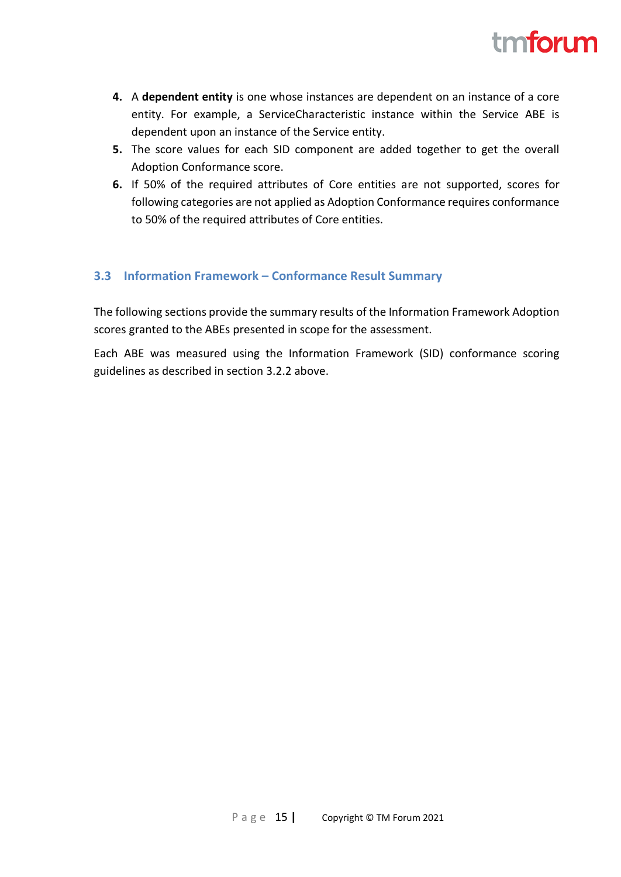4. A **dependent entity** is one whose instances are dependent on an instance of a core entity. For example, a ServiceCharacteristic instance within the Service ABE is dependent upon an instance of the Service entity.
5. The score values for each SID component are added together to get the overall Adoption Conformance score.
6. If 50% of the required attributes of Core entities are not supported, scores for following categories are not applied as Adoption Conformance requires conformance to 50% of the required attributes of Core entities.

### 3.3 Information Framework – Conformance Result Summary

The following sections provide the summary results of the Information Framework Adoption scores granted to the ABEs presented in scope for the assessment.

Each ABE was measured using the Information Framework (SID) conformance scoring guidelines as described in section 3.2.2 above.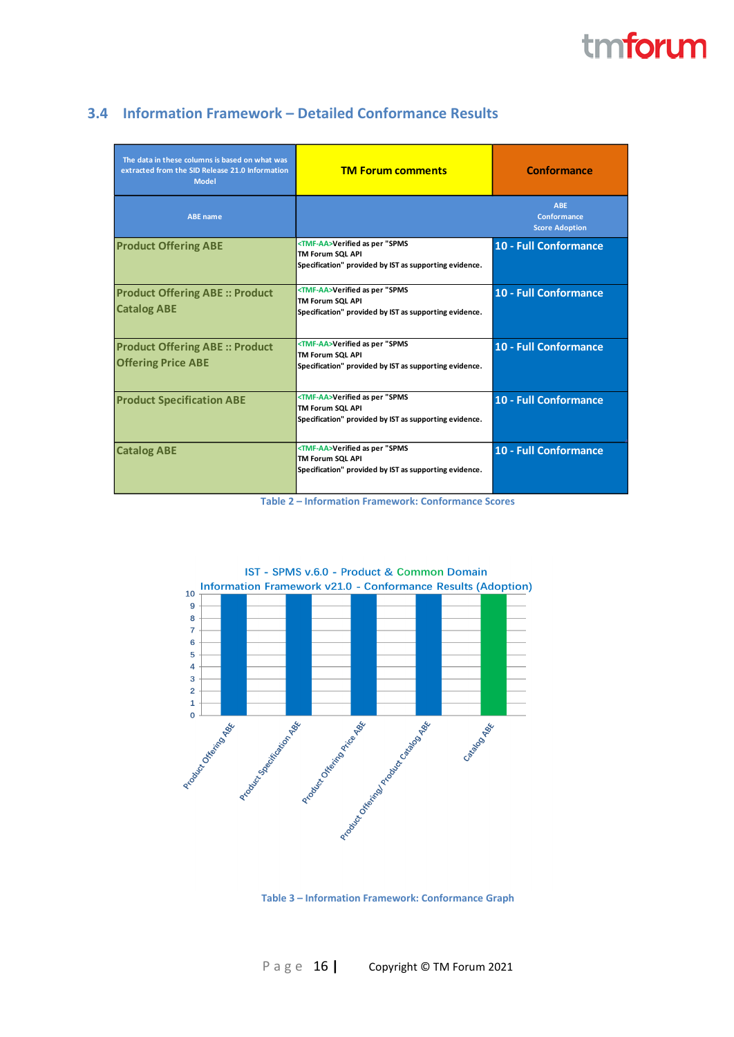## 3.4 Information Framework – Detailed Conformance Results

| The data in these columns is based on what was extracted from the SID Release 21.0 Information Model | TM Forum comments | Conformance |
|---|---|---|
| ABE name | | ABE Conformance Score Adoption |
| Product Offering ABE | <TMF-AA>Verified as per "SPMS TM Forum SQL API Specification" provided by IST as supporting evidence. | 10 - Full Conformance |
| Product Offering ABE :: Product Catalog ABE | <TMF-AA>Verified as per "SPMS TM Forum SQL API Specification" provided by IST as supporting evidence. | 10 - Full Conformance |
| Product Offering ABE :: Product Offering Price ABE | <TMF-AA>Verified as per "SPMS TM Forum SQL API Specification" provided by IST as supporting evidence. | 10 - Full Conformance |
| Product Specification ABE | <TMF-AA>Verified as per "SPMS TM Forum SQL API Specification" provided by IST as supporting evidence. | 10 - Full Conformance |
| Catalog ABE | <TMF-AA>Verified as per "SPMS TM Forum SQL API Specification" provided by IST as supporting evidence. | 10 - Full Conformance |

Table 2 – Information Framework: Conformance Scores

IST - SPMS v.6.0 - Product & Common Domain
Information Framework v21.0 - Conformance Results (Adoption)

10
9
8
7
6
5
4
3
2
1
0

Product Offering ABE
Product Specification ABE
Product Offering Price ABE
Product Offering/ Product Catalog ABE
Catalog ABE

Table 3 – Information Framework: Conformance Graph